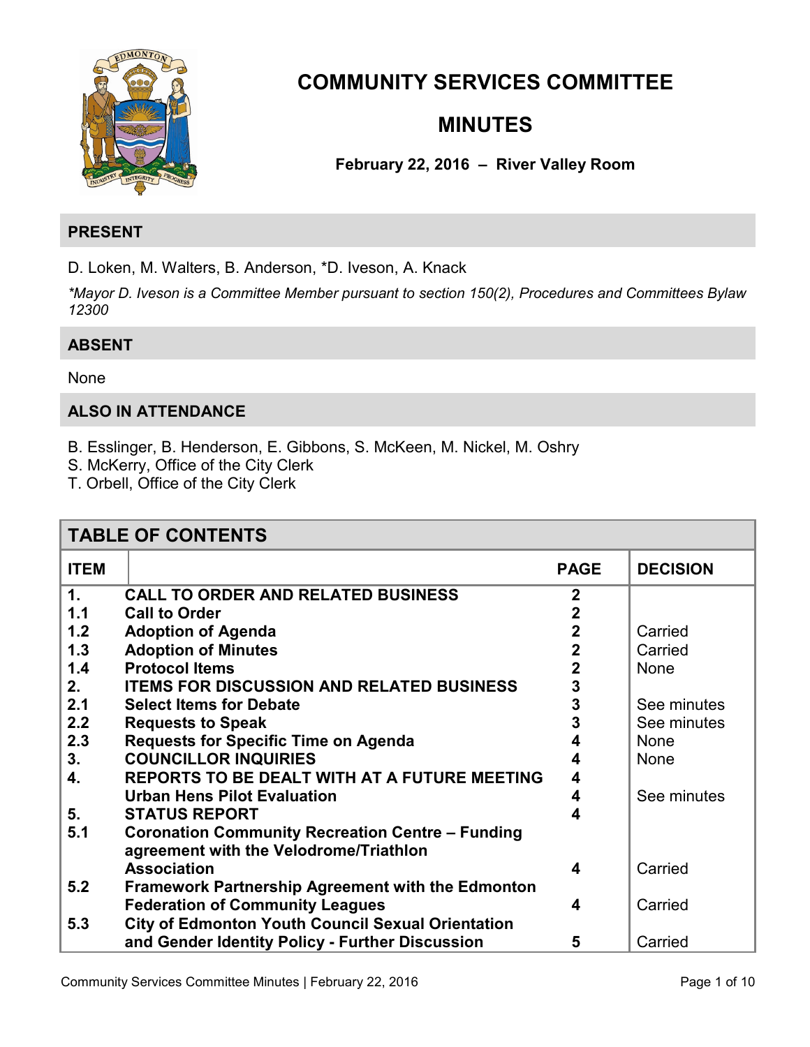# COMMUNITY SERVICES COMMITTEE

# MINUTES

**February 22, 2016 – River Valley Room**

## PRESENT

D. Loken, M. Walters, B. Anderson, *D. Iveson, A. Knack

*\*Mayor D. Iveson is a Committee Member pursuant to section 150(2), Procedures and Committees Bylaw 12300*

## ABSENT

None

## ALSO IN ATTENDANCE

B. Esslinger, B. Henderson, E. Gibbons, S. McKeen, M. Nickel, M. Oshry
S. McKerry, Office of the City Clerk
T. Orbell, Office of the City Clerk

## TABLE OF CONTENTS

| ITEM | | PAGE | DECISION |
|---|---|---|---|
| 1. | **CALL TO ORDER AND RELATED BUSINESS** | 2 | |
| 1.1 | **Call to Order** | 2 | |
| 1.2 | **Adoption of Agenda** | 2 | Carried |
| 1.3 | **Adoption of Minutes** | 2 | Carried |
| 1.4 | **Protocol Items** | 2 | None |
| 2. | **ITEMS FOR DISCUSSION AND RELATED BUSINESS** | 3 | |
| 2.1 | **Select Items for Debate** | 3 | See minutes |
| 2.2 | **Requests to Speak** | 3 | See minutes |
| 2.3 | **Requests for Specific Time on Agenda** | 4 | None |
| 3. | **COUNCILLOR INQUIRIES** | 4 | None |
| 4. | **REPORTS TO BE DEALT WITH AT A FUTURE MEETING** | 4 | |
| | **Urban Hens Pilot Evaluation** | 4 | See minutes |
| 5. | **STATUS REPORT** | 4 | |
| 5.1 | **Coronation Community Recreation Centre – Funding agreement with the Velodrome/Triathlon Association** | 4 | Carried |
| 5.2 | **Framework Partnership Agreement with the Edmonton Federation of Community Leagues** | 4 | Carried |
| 5.3 | **City of Edmonton Youth Council Sexual Orientation and Gender Identity Policy - Further Discussion** | 5 | Carried |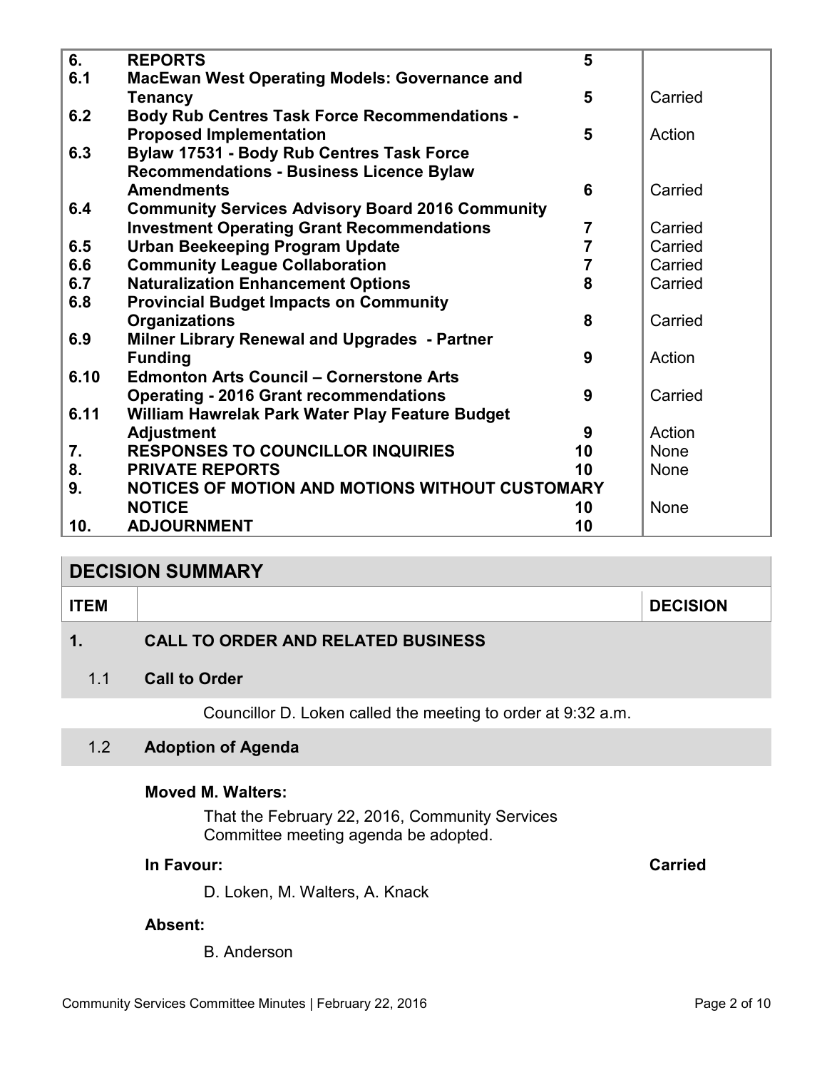| | | | |
|---|---|---|---|
| **6.** | **REPORTS** | **5** | |
| **6.1** | **MacEwan West Operating Models: Governance and Tenancy** | **5** | Carried |
| **6.2** | **Body Rub Centres Task Force Recommendations - Proposed Implementation** | **5** | Action |
| **6.3** | **Bylaw 17531 - Body Rub Centres Task Force Recommendations - Business Licence Bylaw Amendments** | **6** | Carried |
| **6.4** | **Community Services Advisory Board 2016 Community Investment Operating Grant Recommendations** | **7** | Carried |
| **6.5** | **Urban Beekeeping Program Update** | **7** | Carried |
| **6.6** | **Community League Collaboration** | **7** | Carried |
| **6.7** | **Naturalization Enhancement Options** | **8** | Carried |
| **6.8** | **Provincial Budget Impacts on Community Organizations** | **8** | Carried |
| **6.9** | **Milner Library Renewal and Upgrades - Partner Funding** | **9** | Action |
| **6.10** | **Edmonton Arts Council – Cornerstone Arts Operating - 2016 Grant recommendations** | **9** | Carried |
| **6.11** | **William Hawrelak Park Water Play Feature Budget Adjustment** | **9** | Action |
| **7.** | **RESPONSES TO COUNCILLOR INQUIRIES** | **10** | None |
| **8.** | **PRIVATE REPORTS** | **10** | None |
| **9.** | **NOTICES OF MOTION AND MOTIONS WITHOUT CUSTOMARY NOTICE** | **10** | None |
| **10.** | **ADJOURNMENT** | **10** | |

## DECISION SUMMARY

| ITEM | | DECISION |
|---|---|---|

### 1. CALL TO ORDER AND RELATED BUSINESS

#### 1.1 Call to Order

Councillor D. Loken called the meeting to order at 9:32 a.m.

#### 1.2 Adoption of Agenda

**Moved M. Walters:**

That the February 22, 2016, Community Services Committee meeting agenda be adopted.

**In Favour:** **Carried**

D. Loken, M. Walters, A. Knack

**Absent:**

B. Anderson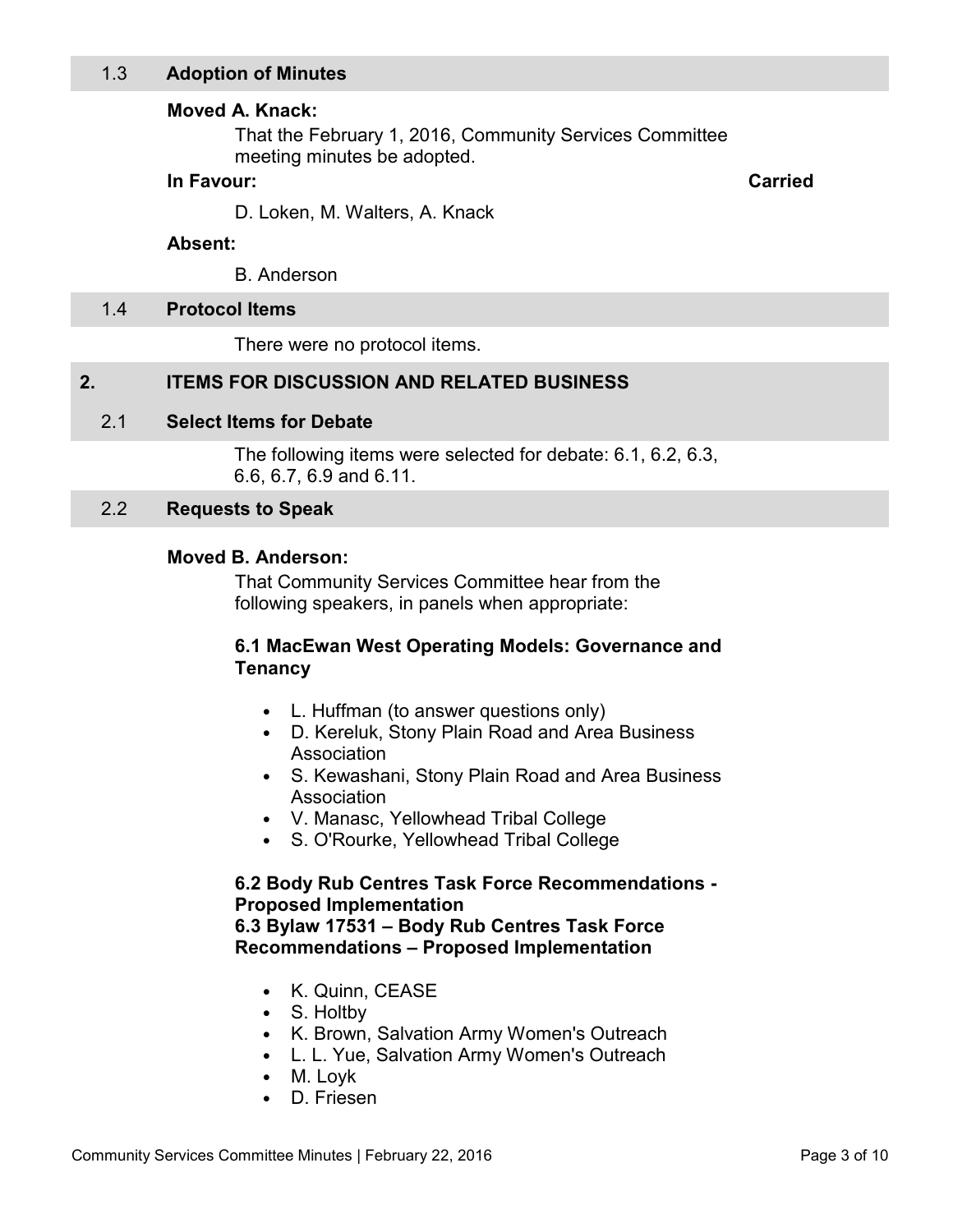### 1.3 Adoption of Minutes

**Moved A. Knack:**

That the February 1, 2016, Community Services Committee meeting minutes be adopted.

**In Favour:** **Carried**

D. Loken, M. Walters, A. Knack

**Absent:**

B. Anderson

### 1.4 Protocol Items

There were no protocol items.

## 2. ITEMS FOR DISCUSSION AND RELATED BUSINESS

### 2.1 Select Items for Debate

The following items were selected for debate: 6.1, 6.2, 6.3, 6.6, 6.7, 6.9 and 6.11.

### 2.2 Requests to Speak

**Moved B. Anderson:**

That Community Services Committee hear from the following speakers, in panels when appropriate:

**6.1 MacEwan West Operating Models: Governance and Tenancy**

- L. Huffman (to answer questions only)
- D. Kereluk, Stony Plain Road and Area Business Association
- S. Kewashani, Stony Plain Road and Area Business Association
- V. Manasc, Yellowhead Tribal College
- S. O'Rourke, Yellowhead Tribal College

**6.2 Body Rub Centres Task Force Recommendations - Proposed Implementation**
**6.3 Bylaw 17531 – Body Rub Centres Task Force Recommendations – Proposed Implementation**

- K. Quinn, CEASE
- S. Holtby
- K. Brown, Salvation Army Women's Outreach
- L. L. Yue, Salvation Army Women's Outreach
- M. Loyk
- D. Friesen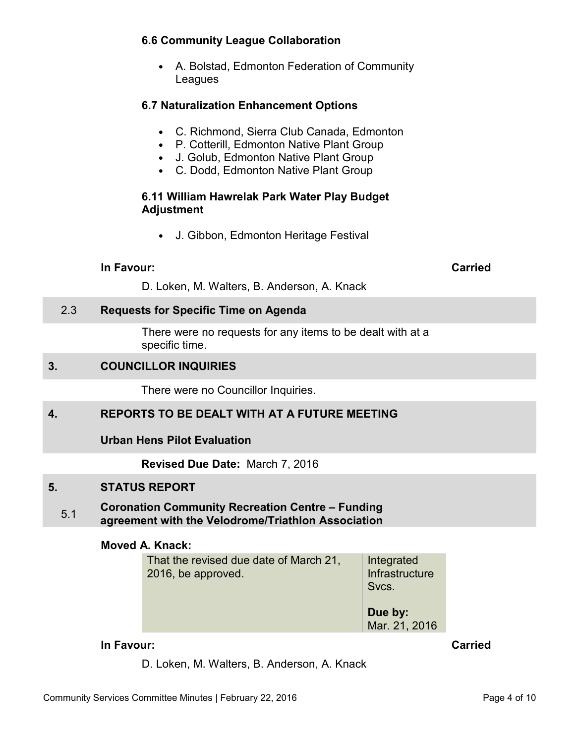**6.6 Community League Collaboration**

- A. Bolstad, Edmonton Federation of Community Leagues

**6.7 Naturalization Enhancement Options**

- C. Richmond, Sierra Club Canada, Edmonton
- P. Cotterill, Edmonton Native Plant Group
- J. Golub, Edmonton Native Plant Group
- C. Dodd, Edmonton Native Plant Group

**6.11 William Hawrelak Park Water Play Budget Adjustment**

- J. Gibbon, Edmonton Heritage Festival

**In Favour:** **Carried**

D. Loken, M. Walters, B. Anderson, A. Knack

## 2.3 Requests for Specific Time on Agenda

There were no requests for any items to be dealt with at a specific time.

## 3. COUNCILLOR INQUIRIES

There were no Councillor Inquiries.

## 4. REPORTS TO BE DEALT WITH AT A FUTURE MEETING

**Urban Hens Pilot Evaluation**

**Revised Due Date:** March 7, 2016

## 5. STATUS REPORT

### 5.1 Coronation Community Recreation Centre – Funding agreement with the Velodrome/Triathlon Association

**Moved A. Knack:**

| | |
|---|---|
| That the revised due date of March 21, 2016, be approved. | Integrated Infrastructure Svcs.<br><br>**Due by:** Mar. 21, 2016 |

**In Favour:** **Carried**

D. Loken, M. Walters, B. Anderson, A. Knack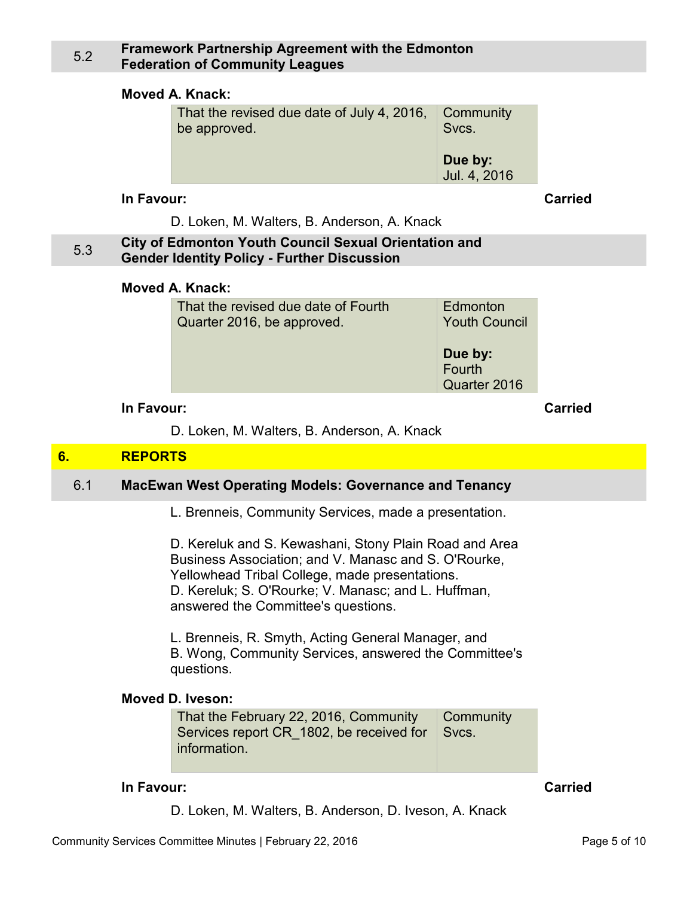## 5.2 Framework Partnership Agreement with the Edmonton Federation of Community Leagues

**Moved A. Knack:**

| | |
|---|---|
| That the revised due date of July 4, 2016, be approved. | Community Svcs.<br><br>**Due by:** Jul. 4, 2016 |

**In Favour:** **Carried**

D. Loken, M. Walters, B. Anderson, A. Knack

## 5.3 City of Edmonton Youth Council Sexual Orientation and Gender Identity Policy - Further Discussion

**Moved A. Knack:**

| | |
|---|---|
| That the revised due date of Fourth Quarter 2016, be approved. | Edmonton Youth Council<br><br>**Due by:** Fourth Quarter 2016 |

**In Favour:** **Carried**

D. Loken, M. Walters, B. Anderson, A. Knack

# 6. REPORTS

## 6.1 MacEwan West Operating Models: Governance and Tenancy

L. Brenneis, Community Services, made a presentation.

D. Kereluk and S. Kewashani, Stony Plain Road and Area Business Association; and V. Manasc and S. O'Rourke, Yellowhead Tribal College, made presentations.
D. Kereluk; S. O'Rourke; V. Manasc; and L. Huffman, answered the Committee's questions.

L. Brenneis, R. Smyth, Acting General Manager, and B. Wong, Community Services, answered the Committee's questions.

**Moved D. Iveson:**

| | |
|---|---|
| That the February 22, 2016, Community Services report CR_1802, be received for information. | Community Svcs. |

**In Favour:** **Carried**

D. Loken, M. Walters, B. Anderson, D. Iveson, A. Knack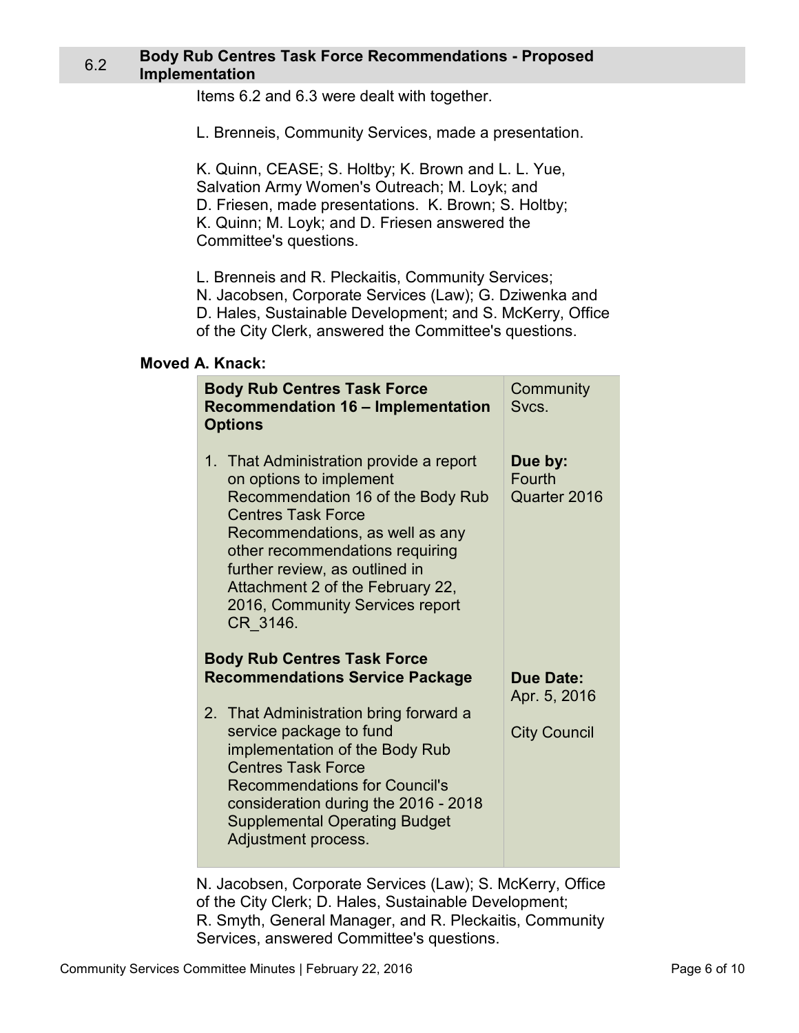## 6.2 Body Rub Centres Task Force Recommendations - Proposed Implementation

Items 6.2 and 6.3 were dealt with together.

L. Brenneis, Community Services, made a presentation.

K. Quinn, CEASE; S. Holtby; K. Brown and L. L. Yue, Salvation Army Women's Outreach; M. Loyk; and D. Friesen, made presentations. K. Brown; S. Holtby; K. Quinn; M. Loyk; and D. Friesen answered the Committee's questions.

L. Brenneis and R. Pleckaitis, Community Services; N. Jacobsen, Corporate Services (Law); G. Dziwenka and D. Hales, Sustainable Development; and S. McKerry, Office of the City Clerk, answered the Committee's questions.

**Moved A. Knack:**

| | |
|---|---|
| **Body Rub Centres Task Force Recommendation 16 – Implementation Options**<br><br>1. That Administration provide a report on options to implement Recommendation 16 of the Body Rub Centres Task Force Recommendations, as well as any other recommendations requiring further review, as outlined in Attachment 2 of the February 22, 2016, Community Services report CR_3146. | Community Svcs.<br><br>**Due by:** Fourth Quarter 2016 |
| **Body Rub Centres Task Force Recommendations Service Package**<br><br>2. That Administration bring forward a service package to fund implementation of the Body Rub Centres Task Force Recommendations for Council's consideration during the 2016 - 2018 Supplemental Operating Budget Adjustment process. | **Due Date:** Apr. 5, 2016<br><br>City Council |

N. Jacobsen, Corporate Services (Law); S. McKerry, Office of the City Clerk; D. Hales, Sustainable Development; R. Smyth, General Manager, and R. Pleckaitis, Community Services, answered Committee's questions.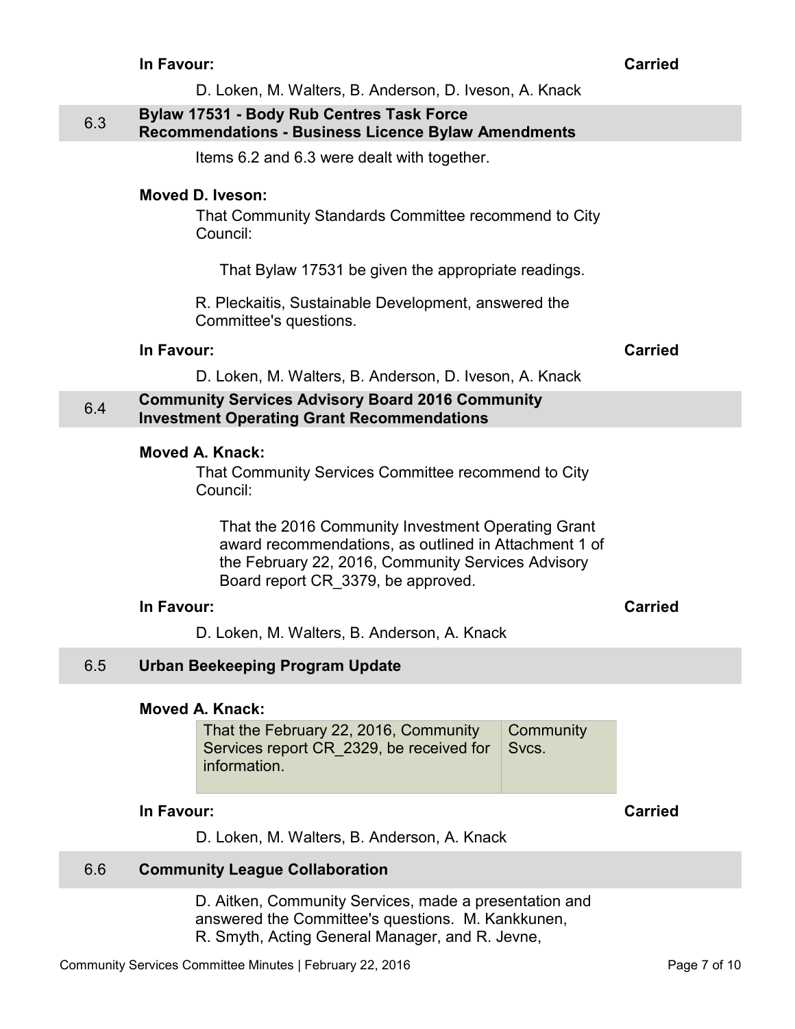**In Favour:** **Carried**

D. Loken, M. Walters, B. Anderson, D. Iveson, A. Knack

## 6.3 Bylaw 17531 - Body Rub Centres Task Force Recommendations - Business Licence Bylaw Amendments

Items 6.2 and 6.3 were dealt with together.

**Moved D. Iveson:**

That Community Standards Committee recommend to City Council:

That Bylaw 17531 be given the appropriate readings.

R. Pleckaitis, Sustainable Development, answered the Committee's questions.

**In Favour:** **Carried**

D. Loken, M. Walters, B. Anderson, D. Iveson, A. Knack

## 6.4 Community Services Advisory Board 2016 Community Investment Operating Grant Recommendations

**Moved A. Knack:**

That Community Services Committee recommend to City Council:

That the 2016 Community Investment Operating Grant award recommendations, as outlined in Attachment 1 of the February 22, 2016, Community Services Advisory Board report CR_3379, be approved.

**In Favour:** **Carried**

D. Loken, M. Walters, B. Anderson, A. Knack

## 6.5 Urban Beekeeping Program Update

**Moved A. Knack:**

| | |
|---|---|
| That the February 22, 2016, Community Services report CR_2329, be received for information. | Community Svcs. |

**In Favour:** **Carried**

D. Loken, M. Walters, B. Anderson, A. Knack

## 6.6 Community League Collaboration

D. Aitken, Community Services, made a presentation and answered the Committee's questions. M. Kankkunen, R. Smyth, Acting General Manager, and R. Jevne,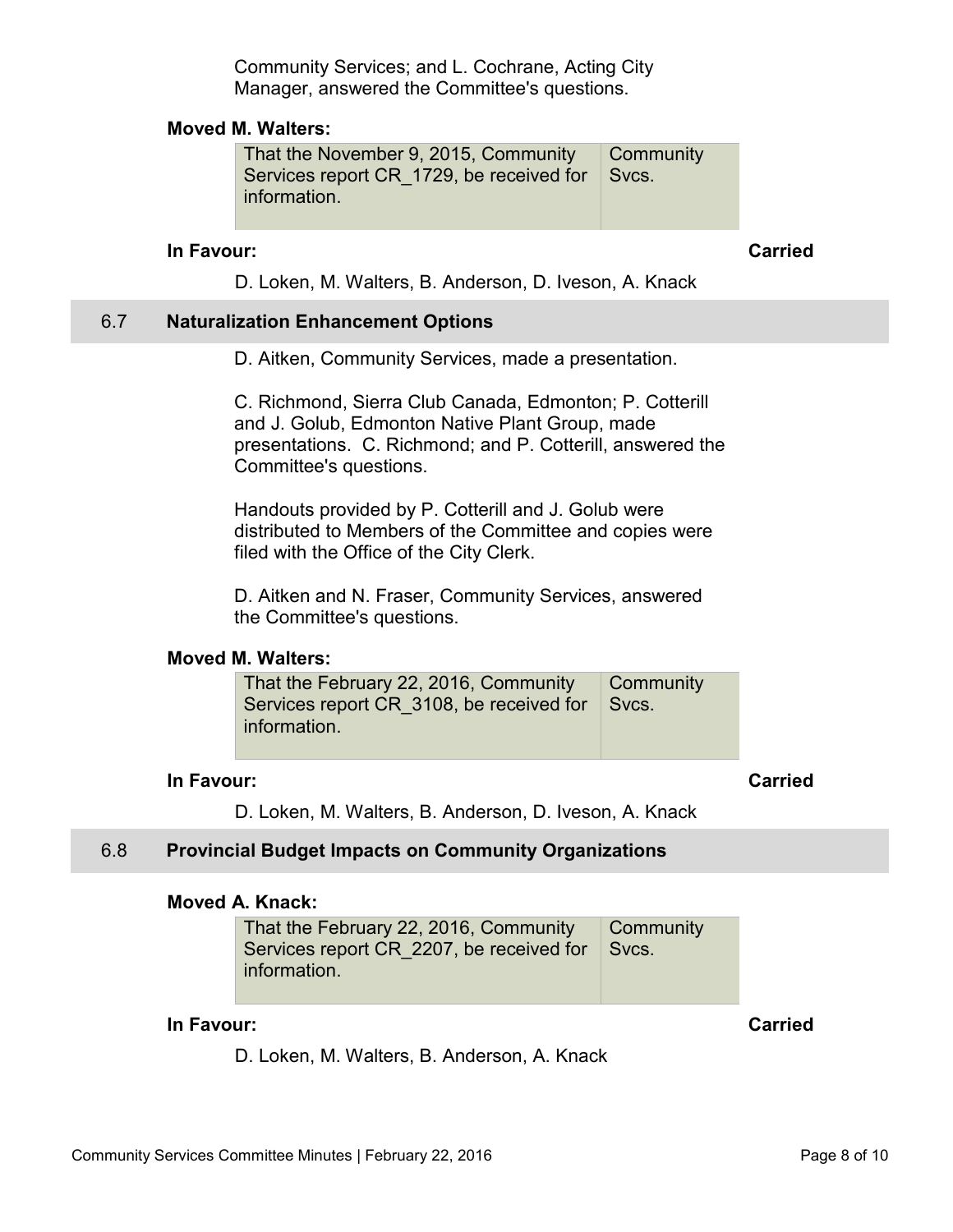Community Services; and L. Cochrane, Acting City Manager, answered the Committee's questions.

**Moved M. Walters:**

| That the November 9, 2015, Community Services report CR_1729, be received for information. | Community Svcs. |
|---|---|

**In Favour:** **Carried**

D. Loken, M. Walters, B. Anderson, D. Iveson, A. Knack

## 6.7 Naturalization Enhancement Options

D. Aitken, Community Services, made a presentation.

C. Richmond, Sierra Club Canada, Edmonton; P. Cotterill and J. Golub, Edmonton Native Plant Group, made presentations. C. Richmond; and P. Cotterill, answered the Committee's questions.

Handouts provided by P. Cotterill and J. Golub were distributed to Members of the Committee and copies were filed with the Office of the City Clerk.

D. Aitken and N. Fraser, Community Services, answered the Committee's questions.

**Moved M. Walters:**

| That the February 22, 2016, Community Services report CR_3108, be received for information. | Community Svcs. |
|---|---|

**In Favour:** **Carried**

D. Loken, M. Walters, B. Anderson, D. Iveson, A. Knack

## 6.8 Provincial Budget Impacts on Community Organizations

**Moved A. Knack:**

| That the February 22, 2016, Community Services report CR_2207, be received for information. | Community Svcs. |
|---|---|

**In Favour:** **Carried**

D. Loken, M. Walters, B. Anderson, A. Knack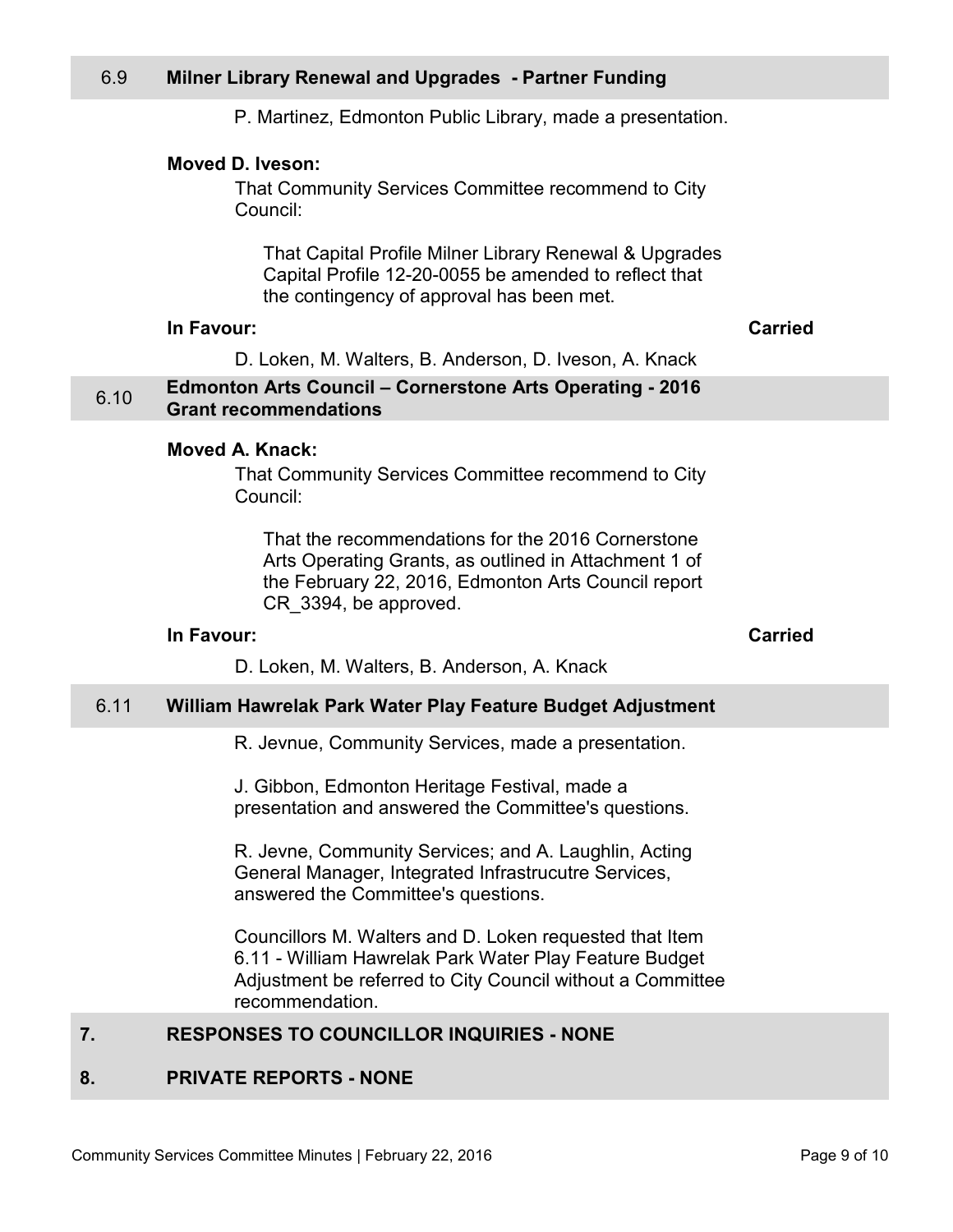## 6.9 Milner Library Renewal and Upgrades - Partner Funding

P. Martinez, Edmonton Public Library, made a presentation.

**Moved D. Iveson:**

That Community Services Committee recommend to City Council:

That Capital Profile Milner Library Renewal & Upgrades Capital Profile 12-20-0055 be amended to reflect that the contingency of approval has been met.

**In Favour:** **Carried**

D. Loken, M. Walters, B. Anderson, D. Iveson, A. Knack

## 6.10 Edmonton Arts Council – Cornerstone Arts Operating - 2016 Grant recommendations

**Moved A. Knack:**

That Community Services Committee recommend to City Council:

That the recommendations for the 2016 Cornerstone Arts Operating Grants, as outlined in Attachment 1 of the February 22, 2016, Edmonton Arts Council report CR_3394, be approved.

**In Favour:** **Carried**

D. Loken, M. Walters, B. Anderson, A. Knack

## 6.11 William Hawrelak Park Water Play Feature Budget Adjustment

R. Jevnue, Community Services, made a presentation.

J. Gibbon, Edmonton Heritage Festival, made a presentation and answered the Committee's questions.

R. Jevne, Community Services; and A. Laughlin, Acting General Manager, Integrated Infrastrucutre Services, answered the Committee's questions.

Councillors M. Walters and D. Loken requested that Item 6.11 - William Hawrelak Park Water Play Feature Budget Adjustment be referred to City Council without a Committee recommendation.

## 7. RESPONSES TO COUNCILLOR INQUIRIES - NONE

## 8. PRIVATE REPORTS - NONE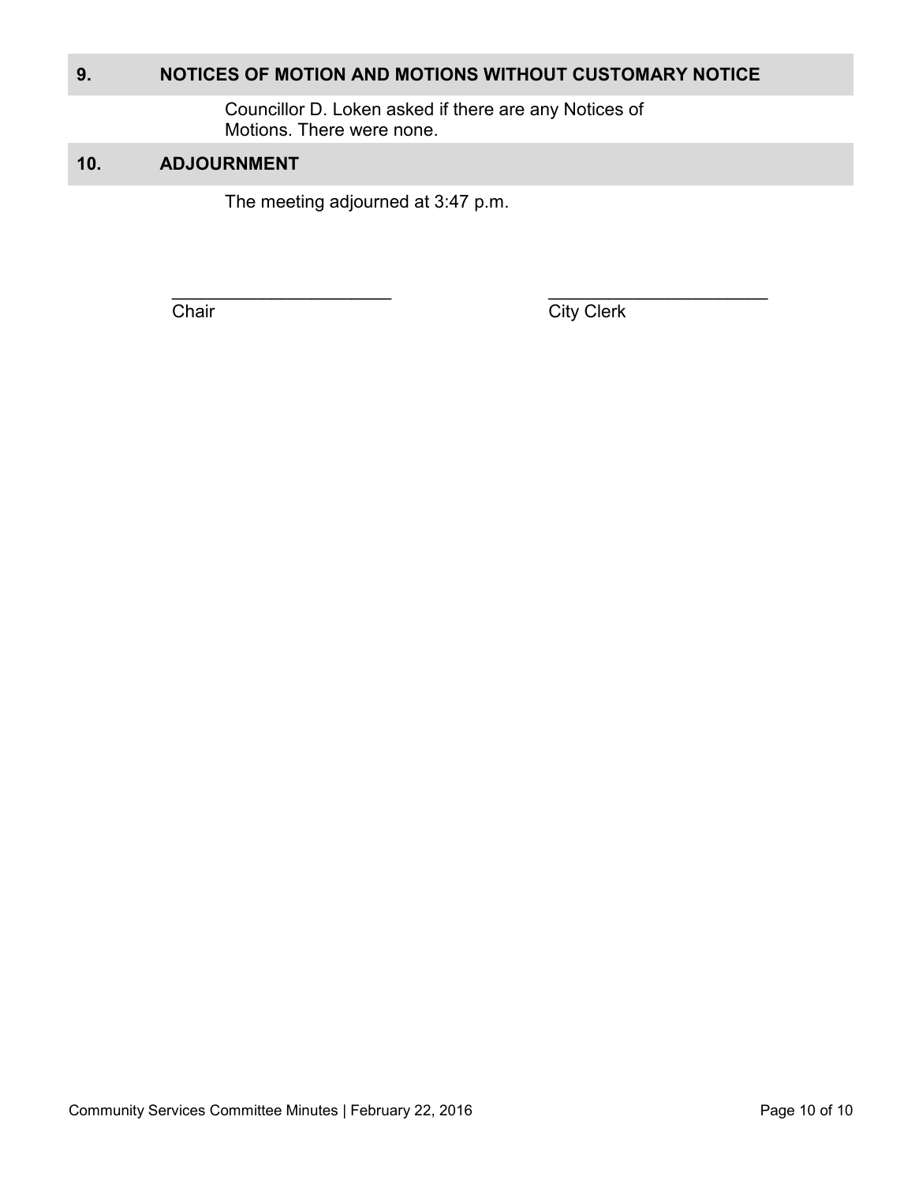## 9. NOTICES OF MOTION AND MOTIONS WITHOUT CUSTOMARY NOTICE

Councillor D. Loken asked if there are any Notices of Motions. There were none.

## 10. ADJOURNMENT

The meeting adjourned at 3:47 p.m.

______________________ Chair

______________________ City Clerk